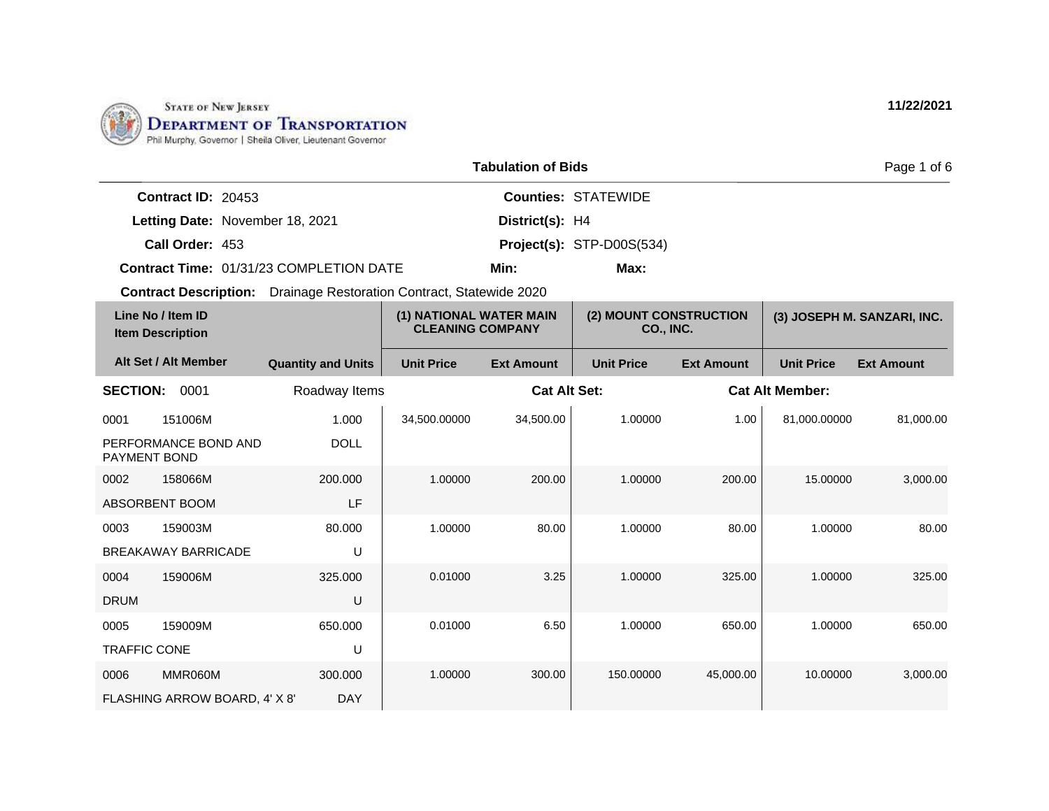STATE OF NEW JERSEY
**DEPARTMENT OF TRANSPORTATION**
Phil Murphy, Governor | Sheila Oliver, Lieutenant Governor

**11/22/2021**

## Tabulation of Bids

**Contract ID:** 20453
**Letting Date:** November 18, 2021
**Call Order:** 453
**Contract Time:** 01/31/23 COMPLETION DATE
**Counties:** STATEWIDE
**District(s):** H4
**Project(s):** STP-D00S(534)
**Min:**
**Max:**

**Contract Description:** Drainage Restoration Contract, Statewide 2020

| Line No / Item ID | Item Description | Quantity and Units | (1) NATIONAL WATER MAIN CLEANING COMPANY | | (2) MOUNT CONSTRUCTION CO., INC. | | (3) JOSEPH M. SANZARI, INC. | |
|---|---|---|---|---|---|---|---|---|
| Alt Set / Alt Member | | | Unit Price | Ext Amount | Unit Price | Ext Amount | Unit Price | Ext Amount |
| **SECTION: 0001** | Roadway Items | | **Cat Alt Set:** | | | **Cat Alt Member:** | | |
| 0001 151006M | PERFORMANCE BOND AND PAYMENT BOND | 1.000 DOLL | 34,500.00000 | 34,500.00 | 1.00000 | 1.00 | 81,000.00000 | 81,000.00 |
| 0002 158066M | ABSORBENT BOOM | 200.000 LF | 1.00000 | 200.00 | 1.00000 | 200.00 | 15.00000 | 3,000.00 |
| 0003 159003M | BREAKAWAY BARRICADE | 80.000 U | 1.00000 | 80.00 | 1.00000 | 80.00 | 1.00000 | 80.00 |
| 0004 159006M | DRUM | 325.000 U | 0.01000 | 3.25 | 1.00000 | 325.00 | 1.00000 | 325.00 |
| 0005 159009M | TRAFFIC CONE | 650.000 U | 0.01000 | 6.50 | 1.00000 | 650.00 | 1.00000 | 650.00 |
| 0006 MMR060M | FLASHING ARROW BOARD, 4' X 8' | 300.000 DAY | 1.00000 | 300.00 | 150.00000 | 45,000.00 | 10.00000 | 3,000.00 |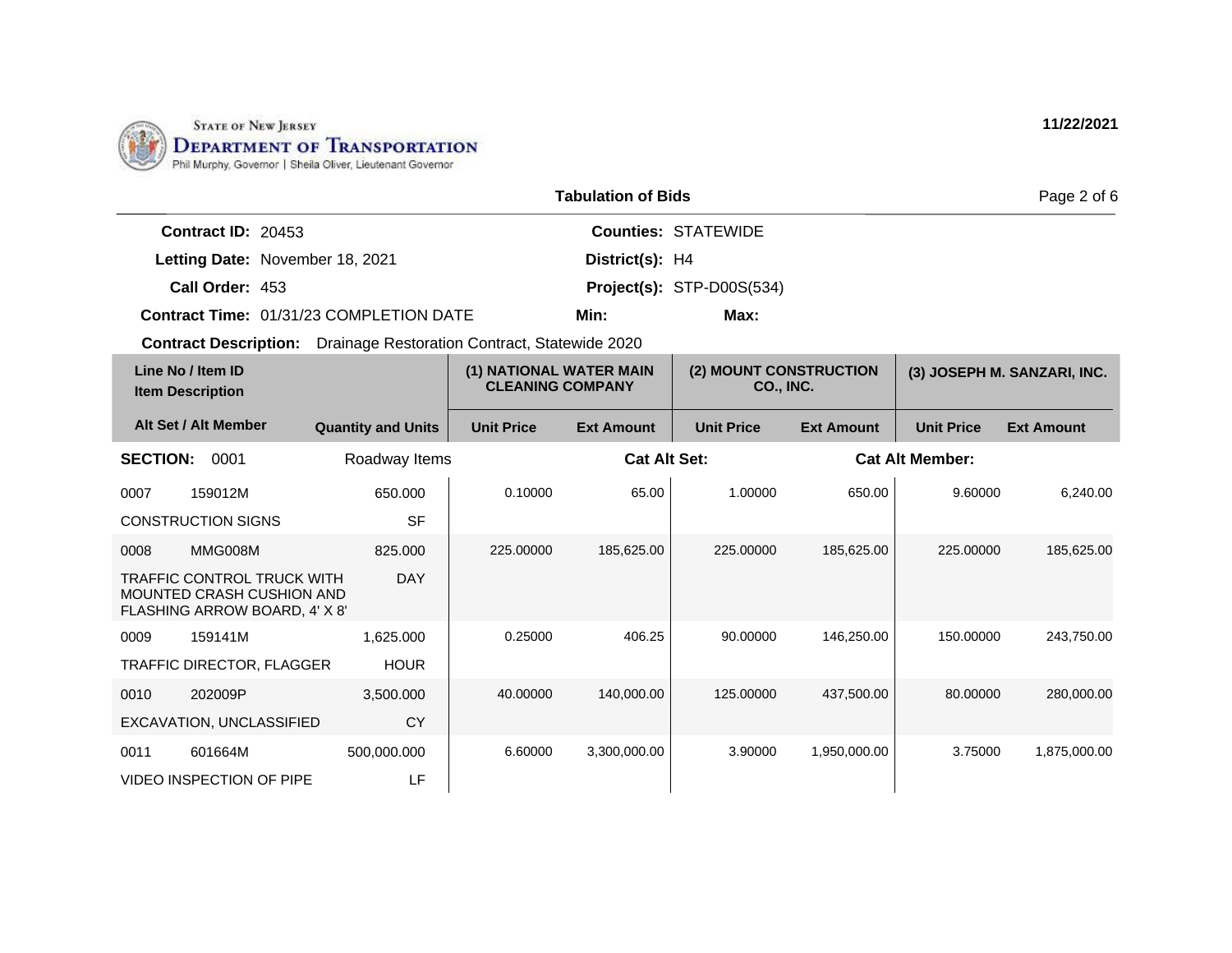**STATE OF NEW JERSEY**
**DEPARTMENT OF TRANSPORTATION**
Phil Murphy, Governor | Sheila Oliver, Lieutenant Governor

11/22/2021

## Tabulation of Bids

**Contract ID:** 20453
**Letting Date:** November 18, 2021
**Call Order:** 453
**Contract Time:** 01/31/23 COMPLETION DATE
**Counties:** STATEWIDE
**District(s):** H4
**Project(s):** STP-D00S(534)
**Min:**
**Max:**

**Contract Description:** Drainage Restoration Contract, Statewide 2020

| Line No / Item ID | Item Description | Quantity and Units | (1) NATIONAL WATER MAIN CLEANING COMPANY | | (2) MOUNT CONSTRUCTION CO., INC. | | (3) JOSEPH M. SANZARI, INC. | |
|---|---|---|---|---|---|---|---|---|
| Alt Set / Alt Member | | | Unit Price | Ext Amount | Unit Price | Ext Amount | Unit Price | Ext Amount |
| **SECTION: 0001** | Roadway Items | | | Cat Alt Set: | | Cat Alt Member: | | |
| 0007 159012M | CONSTRUCTION SIGNS | 650.000 SF | 0.10000 | 65.00 | 1.00000 | 650.00 | 9.60000 | 6,240.00 |
| 0008 MMG008M | TRAFFIC CONTROL TRUCK WITH MOUNTED CRASH CUSHION AND FLASHING ARROW BOARD, 4' X 8' | 825.000 DAY | 225.00000 | 185,625.00 | 225.00000 | 185,625.00 | 225.00000 | 185,625.00 |
| 0009 159141M | TRAFFIC DIRECTOR, FLAGGER | 1,625.000 HOUR | 0.25000 | 406.25 | 90.00000 | 146,250.00 | 150.00000 | 243,750.00 |
| 0010 202009P | EXCAVATION, UNCLASSIFIED | 3,500.000 CY | 40.00000 | 140,000.00 | 125.00000 | 437,500.00 | 80.00000 | 280,000.00 |
| 0011 601664M | VIDEO INSPECTION OF PIPE | 500,000.000 LF | 6.60000 | 3,300,000.00 | 3.90000 | 1,950,000.00 | 3.75000 | 1,875,000.00 |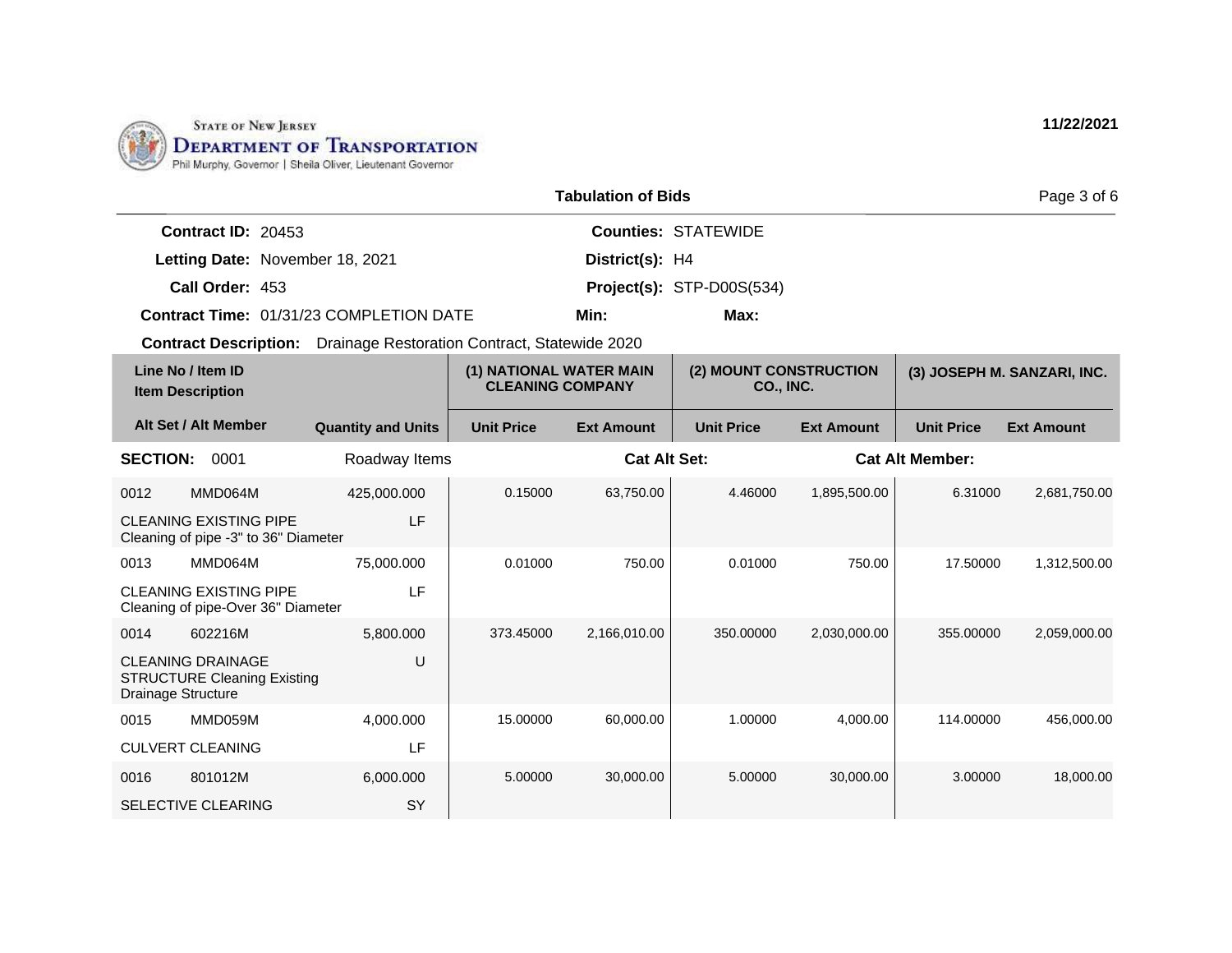STATE OF NEW JERSEY
DEPARTMENT OF TRANSPORTATION
Phil Murphy, Governor | Sheila Oliver, Lieutenant Governor

11/22/2021

## Tabulation of Bids

**Contract ID:** 20453
**Letting Date:** November 18, 2021
**Call Order:** 453
**Contract Time:** 01/31/23 COMPLETION DATE
**Counties:** STATEWIDE
**District(s):** H4
**Project(s):** STP-D00S(534)
**Min:**
**Max:**

**Contract Description:** Drainage Restoration Contract, Statewide 2020

| Line No / Item ID | Item Description | Quantity and Units | (1) NATIONAL WATER MAIN CLEANING COMPANY Unit Price | (1) Ext Amount | (2) MOUNT CONSTRUCTION CO., INC. Unit Price | (2) Ext Amount | (3) JOSEPH M. SANZARI, INC. Unit Price | (3) Ext Amount |
|---|---|---|---|---|---|---|---|---|
| **SECTION: 0001** | Roadway Items | | **Cat Alt Set:** | | | **Cat Alt Member:** | | |
| 0012 MMD064M | CLEANING EXISTING PIPE Cleaning of pipe -3" to 36" Diameter | 425,000.000 LF | 0.15000 | 63,750.00 | 4.46000 | 1,895,500.00 | 6.31000 | 2,681,750.00 |
| 0013 MMD064M | CLEANING EXISTING PIPE Cleaning of pipe-Over 36" Diameter | 75,000.000 LF | 0.01000 | 750.00 | 0.01000 | 750.00 | 17.50000 | 1,312,500.00 |
| 0014 602216M | CLEANING DRAINAGE STRUCTURE Cleaning Existing Drainage Structure | 5,800.000 U | 373.45000 | 2,166,010.00 | 350.00000 | 2,030,000.00 | 355.00000 | 2,059,000.00 |
| 0015 MMD059M | CULVERT CLEANING | 4,000.000 LF | 15.00000 | 60,000.00 | 1.00000 | 4,000.00 | 114.00000 | 456,000.00 |
| 0016 801012M | SELECTIVE CLEARING | 6,000.000 SY | 5.00000 | 30,000.00 | 5.00000 | 30,000.00 | 3.00000 | 18,000.00 |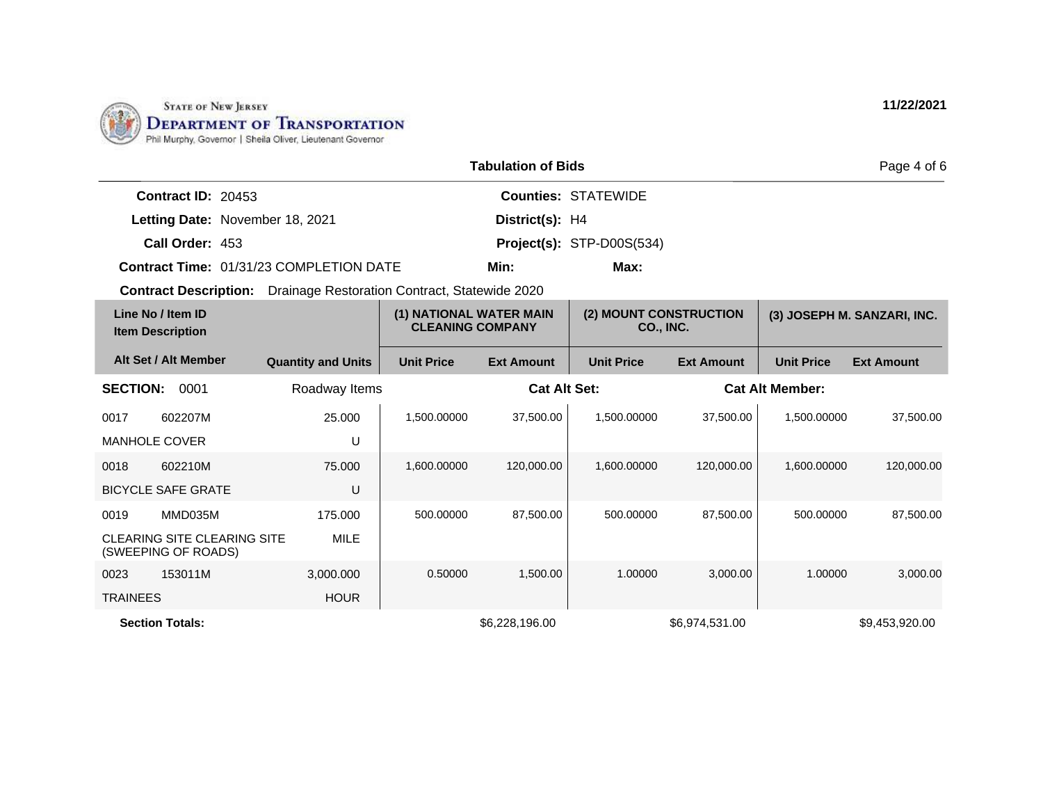STATE OF NEW JERSEY
DEPARTMENT OF TRANSPORTATION
Phil Murphy, Governor | Sheila Oliver, Lieutenant Governor

**11/22/2021**

**Tabulation of Bids**

| | | | |
|---|---|---|---|
| **Contract ID:** | 20453 | **Counties:** | STATEWIDE |
| **Letting Date:** | November 18, 2021 | **District(s):** | H4 |
| **Call Order:** | 453 | **Project(s):** | STP-D00S(534) |
| **Contract Time:** | 01/31/23 COMPLETION DATE | **Min:** | **Max:** |

**Contract Description:** Drainage Restoration Contract, Statewide 2020

| Line No / Item ID | Item Description | Quantity and Units | (1) NATIONAL WATER MAIN CLEANING COMPANY Unit Price | (1) Ext Amount | (2) MOUNT CONSTRUCTION CO., INC. Unit Price | (2) Ext Amount | (3) JOSEPH M. SANZARI, INC. Unit Price | (3) Ext Amount |
|---|---|---|---|---|---|---|---|---|
| **SECTION: 0001** | Roadway Items | | | **Cat Alt Set:** | | **Cat Alt Member:** | | |
| 0017 602207M | MANHOLE COVER | 25.000 U | 1,500.00000 | 37,500.00 | 1,500.00000 | 37,500.00 | 1,500.00000 | 37,500.00 |
| 0018 602210M | BICYCLE SAFE GRATE | 75.000 U | 1,600.00000 | 120,000.00 | 1,600.00000 | 120,000.00 | 1,600.00000 | 120,000.00 |
| 0019 MMD035M | CLEARING SITE CLEARING SITE (SWEEPING OF ROADS) | 175.000 MILE | 500.00000 | 87,500.00 | 500.00000 | 87,500.00 | 500.00000 | 87,500.00 |
| 0023 153011M | TRAINEES | 3,000.000 HOUR | 0.50000 | 1,500.00 | 1.00000 | 3,000.00 | 1.00000 | 3,000.00 |
| **Section Totals:** | | | | $6,228,196.00 | | $6,974,531.00 | | $9,453,920.00 |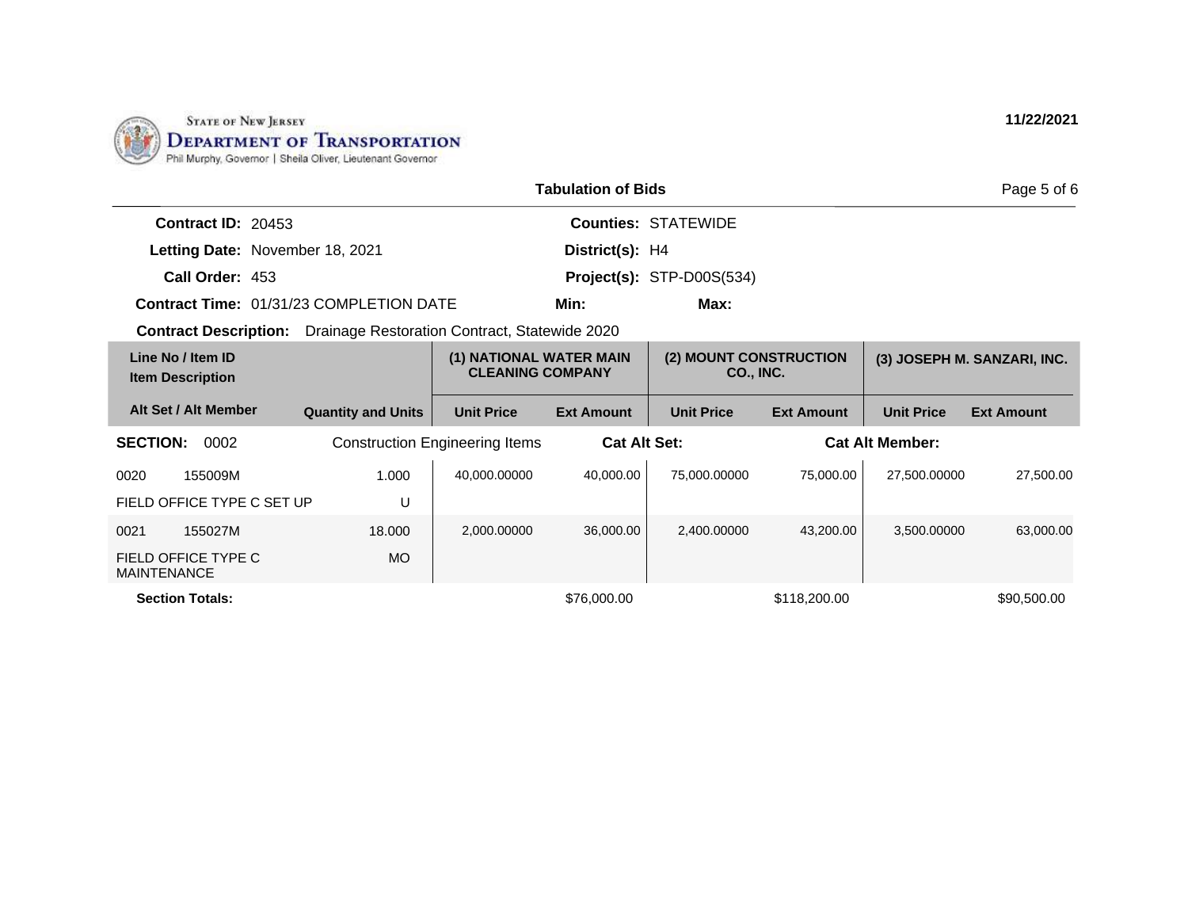STATE OF NEW JERSEY
DEPARTMENT OF TRANSPORTATION
Phil Murphy, Governor | Sheila Oliver, Lieutenant Governor

11/22/2021

## Tabulation of Bids

**Contract ID:** 20453
**Letting Date:** November 18, 2021
**Call Order:** 453
**Contract Time:** 01/31/23 COMPLETION DATE
**Contract Description:** Drainage Restoration Contract, Statewide 2020

**Counties:** STATEWIDE
**District(s):** H4
**Project(s):** STP-D00S(534)
**Min:**
**Max:**

| Line No / Item ID / Item Description | | Quantity and Units | (1) NATIONAL WATER MAIN CLEANING COMPANY | | (2) MOUNT CONSTRUCTION CO., INC. | | (3) JOSEPH M. SANZARI, INC. | |
|---|---|---|---|---|---|---|---|---|
| Alt Set / Alt Member | | | Unit Price | Ext Amount | Unit Price | Ext Amount | Unit Price | Ext Amount |
| **SECTION:** 0002 | | Construction Engineering Items | | **Cat Alt Set:** | | **Cat Alt Member:** | | |
| 0020 | 155009M | 1.000 | 40,000.00000 | 40,000.00 | 75,000.00000 | 75,000.00 | 27,500.00000 | 27,500.00 |
| FIELD OFFICE TYPE C SET UP | | U | | | | | | |
| 0021 | 155027M | 18.000 | 2,000.00000 | 36,000.00 | 2,400.00000 | 43,200.00 | 3,500.00000 | 63,000.00 |
| FIELD OFFICE TYPE C MAINTENANCE | | MO | | | | | | |
| **Section Totals:** | | | | $76,000.00 | | $118,200.00 | | $90,500.00 |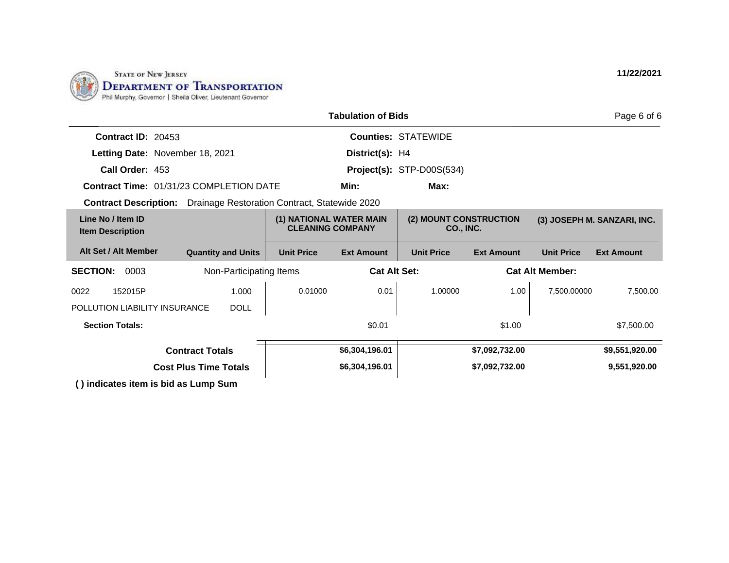STATE OF NEW JERSEY
**DEPARTMENT OF TRANSPORTATION**
Phil Murphy, Governor | Sheila Oliver, Lieutenant Governor

11/22/2021

## Tabulation of Bids

**Contract ID:** 20453
**Letting Date:** November 18, 2021
**Call Order:** 453
**Contract Time:** 01/31/23 COMPLETION DATE
**Contract Description:** Drainage Restoration Contract, Statewide 2020

**Counties:** STATEWIDE
**District(s):** H4
**Project(s):** STP-D00S(534)
**Min:**
**Max:**

| Line No / Item ID<br>Item Description | | (1) NATIONAL WATER MAIN CLEANING COMPANY | | (2) MOUNT CONSTRUCTION CO., INC. | | (3) JOSEPH M. SANZARI, INC. | |
|---|---|---|---|---|---|---|---|
| **Alt Set / Alt Member** | **Quantity and Units** | **Unit Price** | **Ext Amount** | **Unit Price** | **Ext Amount** | **Unit Price** | **Ext Amount** |
| **SECTION: 0003** Non-Participating Items | | **Cat Alt Set:** | | | **Cat Alt Member:** | | |
| 0022 152015P<br>POLLUTION LIABILITY INSURANCE | 1.000<br>DOLL | 0.01000 | 0.01 | 1.00000 | 1.00 | 7,500.00000 | 7,500.00 |
| **Section Totals:** | | | $0.01 | | $1.00 | | $7,500.00 |
| **Contract Totals** | | | **$6,304,196.01** | | **$7,092,732.00** | | **$9,551,920.00** |
| **Cost Plus Time Totals** | | | **$6,304,196.01** | | **$7,092,732.00** | | **9,551,920.00** |

**( ) indicates item is bid as Lump Sum**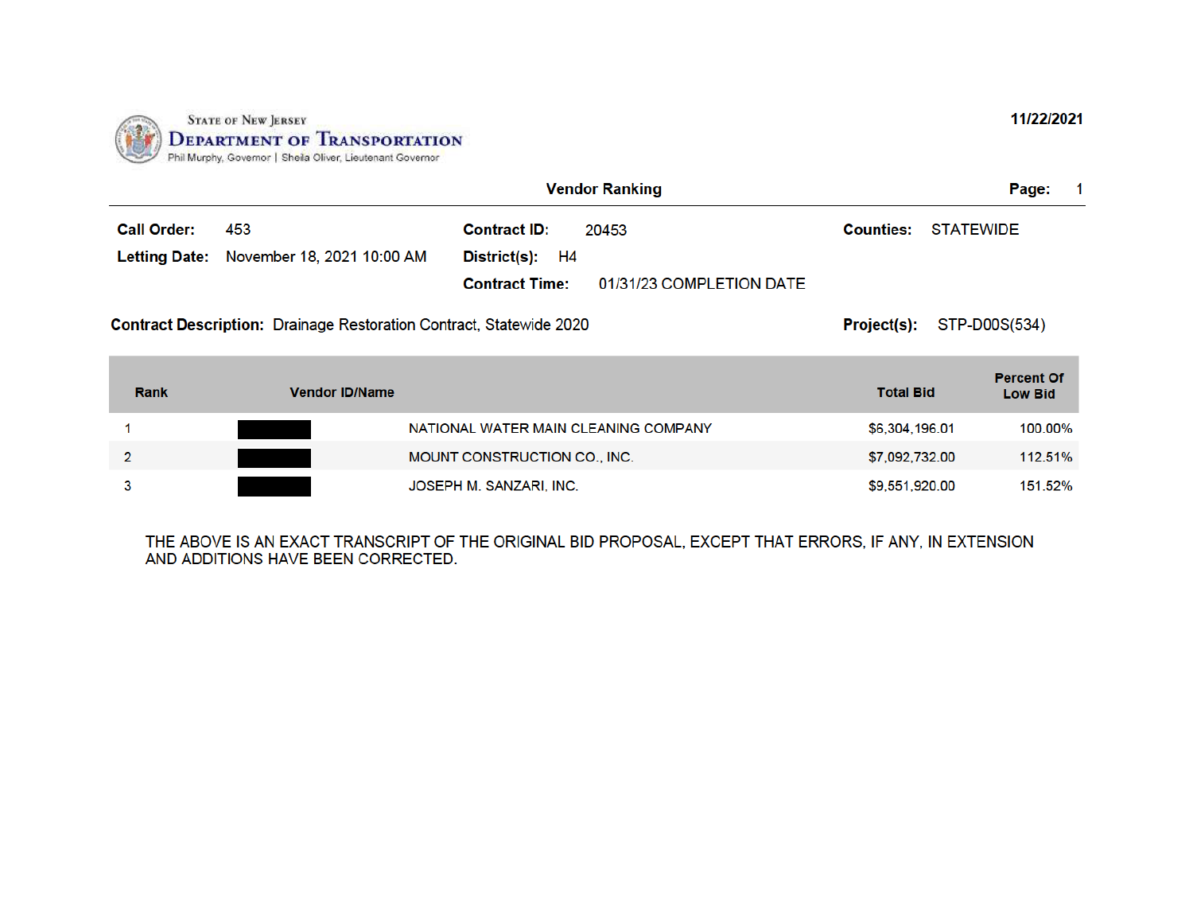State of New Jersey
Department of Transportation
Phil Murphy, Governor | Sheila Oliver, Lieutenant Governor

11/22/2021

## Vendor Ranking

**Call Order:** 453
**Letting Date:** November 18, 2021 10:00 AM

**Contract ID:** 20453
**District(s):** H4
**Contract Time:** 01/31/23 COMPLETION DATE

**Counties:** STATEWIDE

**Contract Description:** Drainage Restoration Contract, Statewide 2020

**Project(s):** STP-D00S(534)

| Rank | Vendor ID/Name | | Total Bid | Percent Of Low Bid |
|---|---|---|---|---|
| 1 | | NATIONAL WATER MAIN CLEANING COMPANY | $6,304,196.01 | 100.00% |
| 2 | | MOUNT CONSTRUCTION CO., INC. | $7,092,732.00 | 112.51% |
| 3 | | JOSEPH M. SANZARI, INC. | $9,551,920.00 | 151.52% |

THE ABOVE IS AN EXACT TRANSCRIPT OF THE ORIGINAL BID PROPOSAL, EXCEPT THAT ERRORS, IF ANY, IN EXTENSION AND ADDITIONS HAVE BEEN CORRECTED.